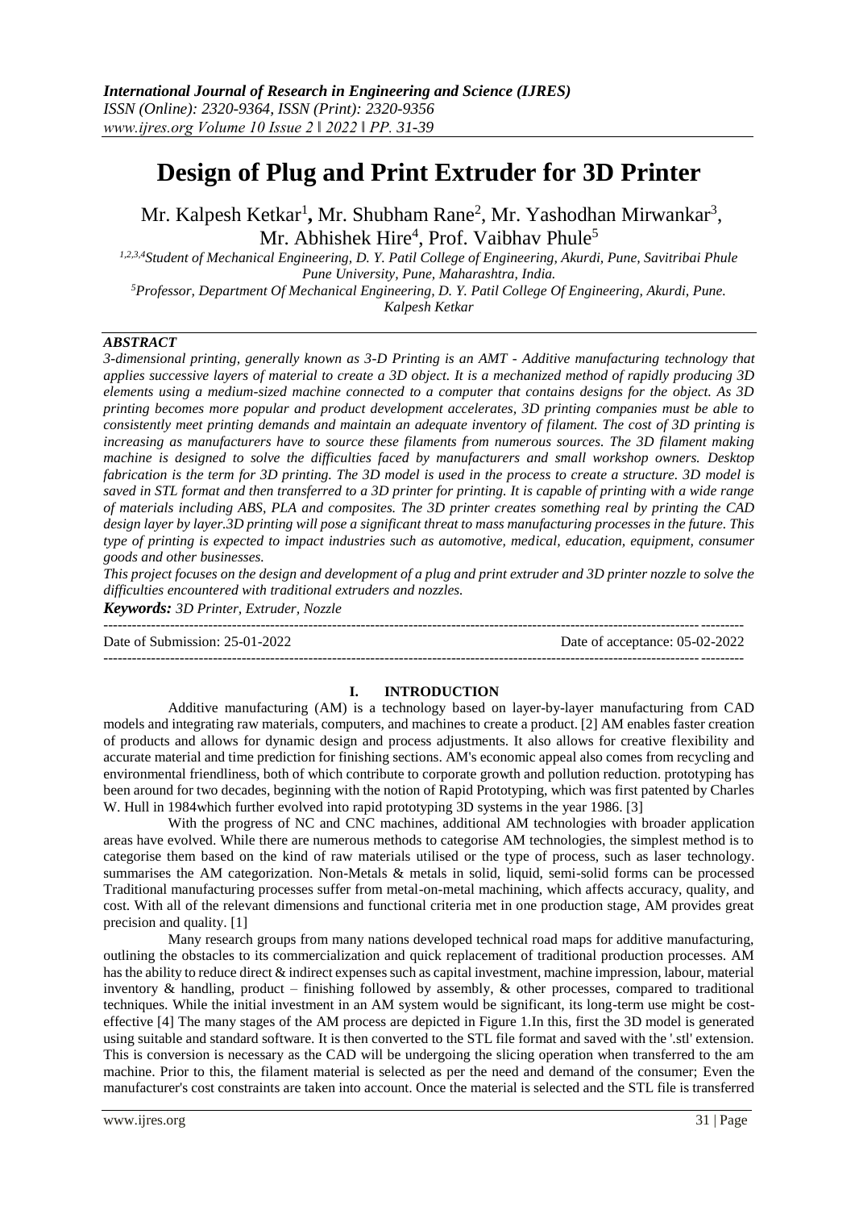# Design of Plug and Print Extruder for 3D Printer

Mr. Kalpesh Ketkar[1], Mr. Shubham Rane[2], Mr. Yashodhan Mirwankar[3], Mr. Abhishek Hire[4], Prof. Vaibhav Phule[5]

[1,2,3,4]Student of Mechanical Engineering, D. Y. Patil College of Engineering, Akurdi, Pune, Savitribai Phule Pune University, Pune, Maharashtra, India.

[5]Professor, Department Of Mechanical Engineering, D. Y. Patil College Of Engineering, Akurdi, Pune.

Kalpesh Ketkar

## ABSTRACT

*3-dimensional printing, generally known as 3-D Printing is an AMT - Additive manufacturing technology that applies successive layers of material to create a 3D object. It is a mechanized method of rapidly producing 3D elements using a medium-sized machine connected to a computer that contains designs for the object. As 3D printing becomes more popular and product development accelerates, 3D printing companies must be able to consistently meet printing demands and maintain an adequate inventory of filament. The cost of 3D printing is increasing as manufacturers have to source these filaments from numerous sources. The 3D filament making machine is designed to solve the difficulties faced by manufacturers and small workshop owners. Desktop fabrication is the term for 3D printing. The 3D model is used in the process to create a structure. 3D model is saved in STL format and then transferred to a 3D printer for printing. It is capable of printing with a wide range of materials including ABS, PLA and composites. The 3D printer creates something real by printing the CAD design layer by layer.3D printing will pose a significant threat to mass manufacturing processes in the future. This type of printing is expected to impact industries such as automotive, medical, education, equipment, consumer goods and other businesses.*

*This project focuses on the design and development of a plug and print extruder and 3D printer nozzle to solve the difficulties encountered with traditional extruders and nozzles.*

***Keywords:*** *3D Printer, Extruder, Nozzle*

---

Date of Submission: 25-01-2022 Date of acceptance: 05-02-2022

---

## I. INTRODUCTION

Additive manufacturing (AM) is a technology based on layer-by-layer manufacturing from CAD models and integrating raw materials, computers, and machines to create a product. [2] AM enables faster creation of products and allows for dynamic design and process adjustments. It also allows for creative flexibility and accurate material and time prediction for finishing sections. AM's economic appeal also comes from recycling and environmental friendliness, both of which contribute to corporate growth and pollution reduction. prototyping has been around for two decades, beginning with the notion of Rapid Prototyping, which was first patented by Charles W. Hull in 1984which further evolved into rapid prototyping 3D systems in the year 1986. [3]

With the progress of NC and CNC machines, additional AM technologies with broader application areas have evolved. While there are numerous methods to categorise AM technologies, the simplest method is to categorise them based on the kind of raw materials utilised or the type of process, such as laser technology. summarises the AM categorization. Non-Metals & metals in solid, liquid, semi-solid forms can be processed Traditional manufacturing processes suffer from metal-on-metal machining, which affects accuracy, quality, and cost. With all of the relevant dimensions and functional criteria met in one production stage, AM provides great precision and quality. [1]

Many research groups from many nations developed technical road maps for additive manufacturing, outlining the obstacles to its commercialization and quick replacement of traditional production processes. AM has the ability to reduce direct & indirect expenses such as capital investment, machine impression, labour, material inventory & handling, product – finishing followed by assembly, & other processes, compared to traditional techniques. While the initial investment in an AM system would be significant, its long-term use might be cost-effective [4] The many stages of the AM process are depicted in Figure 1.In this, first the 3D model is generated using suitable and standard software. It is then converted to the STL file format and saved with the '.stl' extension. This is conversion is necessary as the CAD will be undergoing the slicing operation when transferred to the am machine. Prior to this, the filament material is selected as per the need and demand of the consumer; Even the manufacturer's cost constraints are taken into account. Once the material is selected and the STL file is transferred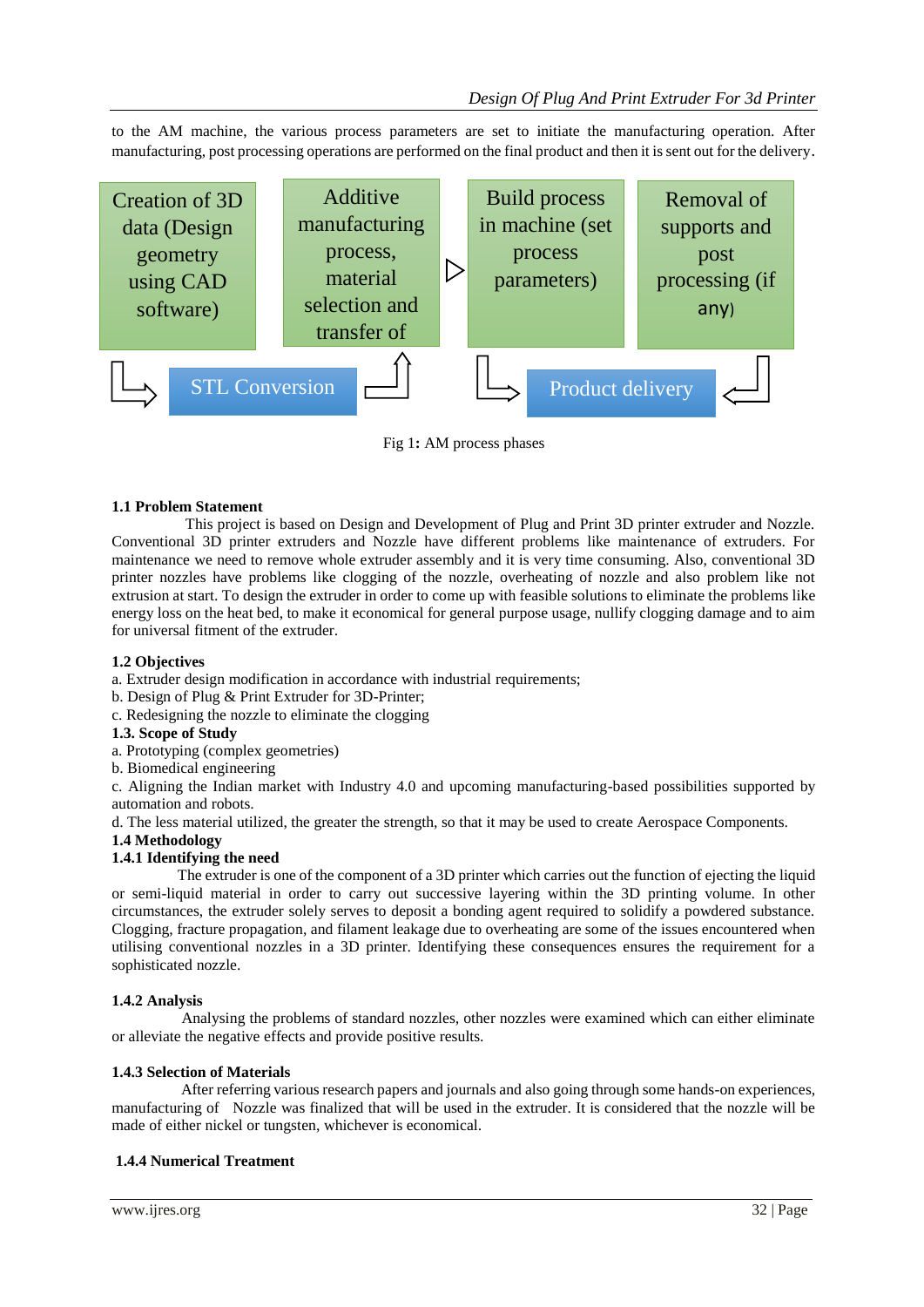to the AM machine, the various process parameters are set to initiate the manufacturing operation. After manufacturing, post processing operations are performed on the final product and then it is sent out for the delivery.

Creation of 3D data (Design geometry using CAD software) → STL Conversion → Additive manufacturing process, material selection and transfer of → Build process in machine (set process parameters) → Removal of supports and post processing (if any) → Product delivery

Fig 1: AM process phases

### 1.1 Problem Statement

This project is based on Design and Development of Plug and Print 3D printer extruder and Nozzle. Conventional 3D printer extruders and Nozzle have different problems like maintenance of extruders. For maintenance we need to remove whole extruder assembly and it is very time consuming. Also, conventional 3D printer nozzles have problems like clogging of the nozzle, overheating of nozzle and also problem like not extrusion at start. To design the extruder in order to come up with feasible solutions to eliminate the problems like energy loss on the heat bed, to make it economical for general purpose usage, nullify clogging damage and to aim for universal fitment of the extruder.

### 1.2 Objectives

a. Extruder design modification in accordance with industrial requirements;
b. Design of Plug & Print Extruder for 3D-Printer;
c. Redesigning the nozzle to eliminate the clogging

### 1.3. Scope of Study

a. Prototyping (complex geometries)
b. Biomedical engineering
c. Aligning the Indian market with Industry 4.0 and upcoming manufacturing-based possibilities supported by automation and robots.
d. The less material utilized, the greater the strength, so that it may be used to create Aerospace Components.

### 1.4 Methodology

#### 1.4.1 Identifying the need

The extruder is one of the component of a 3D printer which carries out the function of ejecting the liquid or semi-liquid material in order to carry out successive layering within the 3D printing volume. In other circumstances, the extruder solely serves to deposit a bonding agent required to solidify a powdered substance. Clogging, fracture propagation, and filament leakage due to overheating are some of the issues encountered when utilising conventional nozzles in a 3D printer. Identifying these consequences ensures the requirement for a sophisticated nozzle.

#### 1.4.2 Analysis

Analysing the problems of standard nozzles, other nozzles were examined which can either eliminate or alleviate the negative effects and provide positive results.

#### 1.4.3 Selection of Materials

After referring various research papers and journals and also going through some hands-on experiences, manufacturing of Nozzle was finalized that will be used in the extruder. It is considered that the nozzle will be made of either nickel or tungsten, whichever is economical.

#### 1.4.4 Numerical Treatment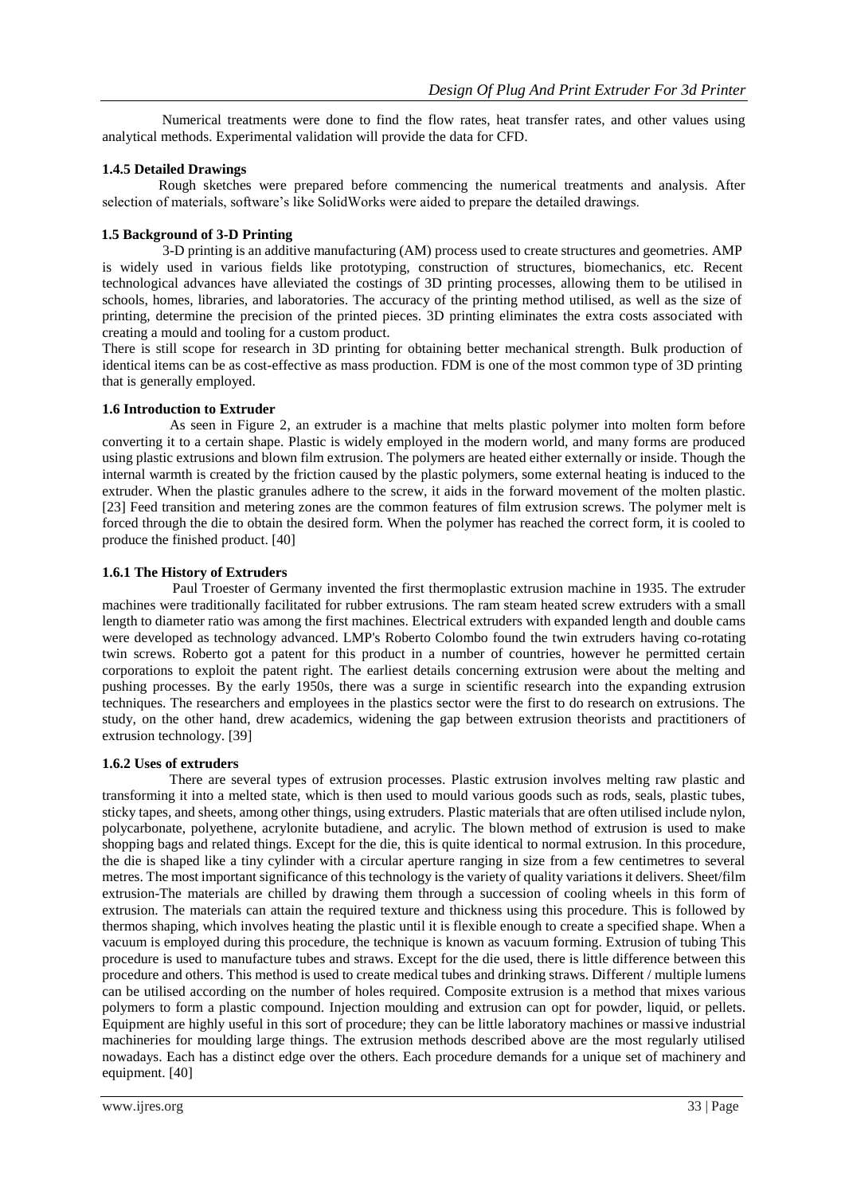Numerical treatments were done to find the flow rates, heat transfer rates, and other values using analytical methods. Experimental validation will provide the data for CFD.

### 1.4.5 Detailed Drawings

Rough sketches were prepared before commencing the numerical treatments and analysis. After selection of materials, software's like SolidWorks were aided to prepare the detailed drawings.

### 1.5 Background of 3-D Printing

3-D printing is an additive manufacturing (AM) process used to create structures and geometries. AMP is widely used in various fields like prototyping, construction of structures, biomechanics, etc. Recent technological advances have alleviated the costings of 3D printing processes, allowing them to be utilised in schools, homes, libraries, and laboratories. The accuracy of the printing method utilised, as well as the size of printing, determine the precision of the printed pieces. 3D printing eliminates the extra costs associated with creating a mould and tooling for a custom product.

There is still scope for research in 3D printing for obtaining better mechanical strength. Bulk production of identical items can be as cost-effective as mass production. FDM is one of the most common type of 3D printing that is generally employed.

### 1.6 Introduction to Extruder

As seen in Figure 2, an extruder is a machine that melts plastic polymer into molten form before converting it to a certain shape. Plastic is widely employed in the modern world, and many forms are produced using plastic extrusions and blown film extrusion. The polymers are heated either externally or inside. Though the internal warmth is created by the friction caused by the plastic polymers, some external heating is induced to the extruder. When the plastic granules adhere to the screw, it aids in the forward movement of the molten plastic. [23] Feed transition and metering zones are the common features of film extrusion screws. The polymer melt is forced through the die to obtain the desired form. When the polymer has reached the correct form, it is cooled to produce the finished product. [40]

### 1.6.1 The History of Extruders

Paul Troester of Germany invented the first thermoplastic extrusion machine in 1935. The extruder machines were traditionally facilitated for rubber extrusions. The ram steam heated screw extruders with a small length to diameter ratio was among the first machines. Electrical extruders with expanded length and double cams were developed as technology advanced. LMP's Roberto Colombo found the twin extruders having co-rotating twin screws. Roberto got a patent for this product in a number of countries, however he permitted certain corporations to exploit the patent right. The earliest details concerning extrusion were about the melting and pushing processes. By the early 1950s, there was a surge in scientific research into the expanding extrusion techniques. The researchers and employees in the plastics sector were the first to do research on extrusions. The study, on the other hand, drew academics, widening the gap between extrusion theorists and practitioners of extrusion technology. [39]

### 1.6.2 Uses of extruders

There are several types of extrusion processes. Plastic extrusion involves melting raw plastic and transforming it into a melted state, which is then used to mould various goods such as rods, seals, plastic tubes, sticky tapes, and sheets, among other things, using extruders. Plastic materials that are often utilised include nylon, polycarbonate, polyethene, acrylonite butadiene, and acrylic. The blown method of extrusion is used to make shopping bags and related things. Except for the die, this is quite identical to normal extrusion. In this procedure, the die is shaped like a tiny cylinder with a circular aperture ranging in size from a few centimetres to several metres. The most important significance of this technology is the variety of quality variations it delivers. Sheet/film extrusion-The materials are chilled by drawing them through a succession of cooling wheels in this form of extrusion. The materials can attain the required texture and thickness using this procedure. This is followed by thermos shaping, which involves heating the plastic until it is flexible enough to create a specified shape. When a vacuum is employed during this procedure, the technique is known as vacuum forming. Extrusion of tubing This procedure is used to manufacture tubes and straws. Except for the die used, there is little difference between this procedure and others. This method is used to create medical tubes and drinking straws. Different / multiple lumens can be utilised according on the number of holes required. Composite extrusion is a method that mixes various polymers to form a plastic compound. Injection moulding and extrusion can opt for powder, liquid, or pellets. Equipment are highly useful in this sort of procedure; they can be little laboratory machines or massive industrial machineries for moulding large things. The extrusion methods described above are the most regularly utilised nowadays. Each has a distinct edge over the others. Each procedure demands for a unique set of machinery and equipment. [40]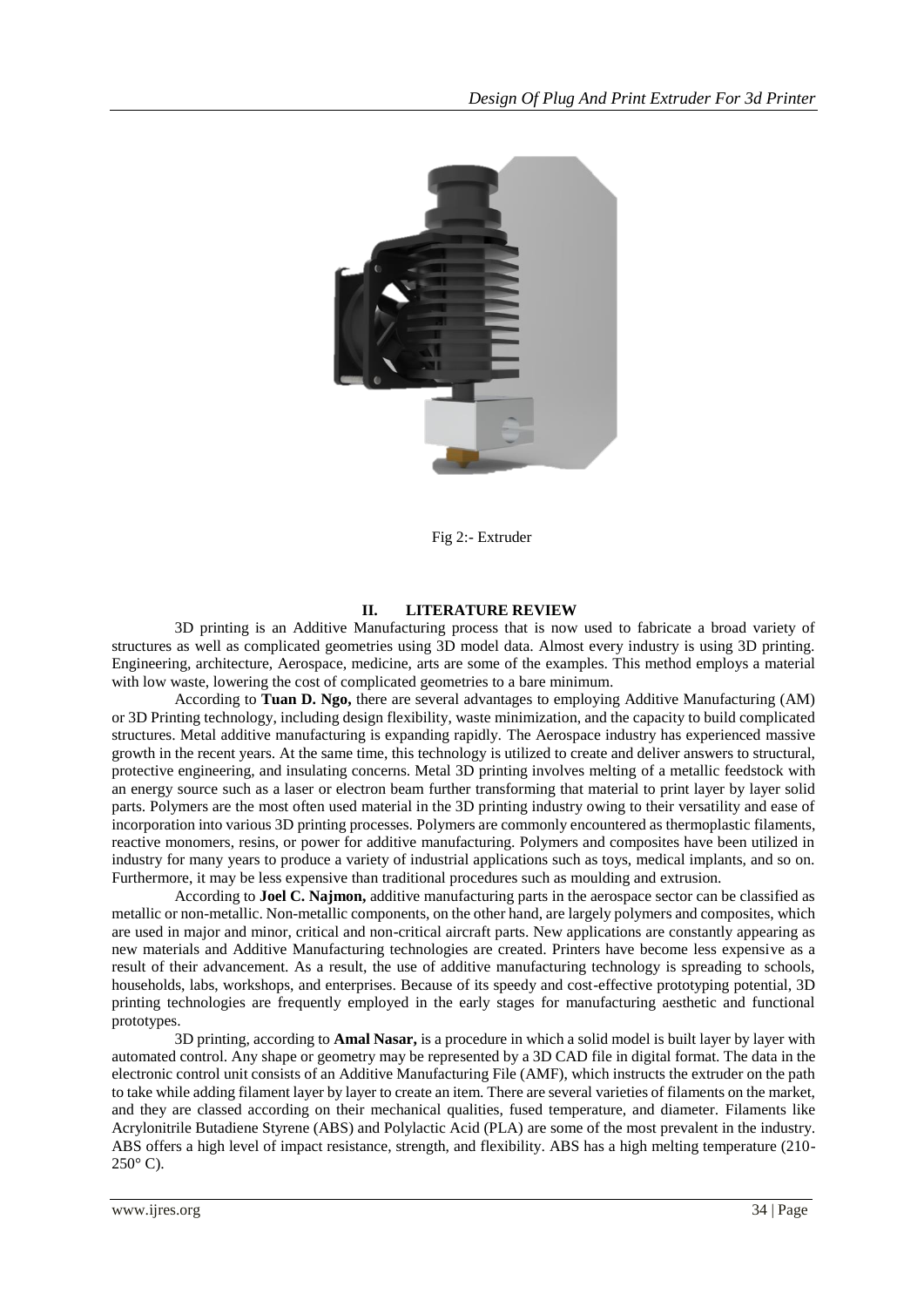Fig 2:- Extruder

## II. LITERATURE REVIEW

3D printing is an Additive Manufacturing process that is now used to fabricate a broad variety of structures as well as complicated geometries using 3D model data. Almost every industry is using 3D printing. Engineering, architecture, Aerospace, medicine, arts are some of the examples. This method employs a material with low waste, lowering the cost of complicated geometries to a bare minimum.

According to **Tuan D. Ngo,** there are several advantages to employing Additive Manufacturing (AM) or 3D Printing technology, including design flexibility, waste minimization, and the capacity to build complicated structures. Metal additive manufacturing is expanding rapidly. The Aerospace industry has experienced massive growth in the recent years. At the same time, this technology is utilized to create and deliver answers to structural, protective engineering, and insulating concerns. Metal 3D printing involves melting of a metallic feedstock with an energy source such as a laser or electron beam further transforming that material to print layer by layer solid parts. Polymers are the most often used material in the 3D printing industry owing to their versatility and ease of incorporation into various 3D printing processes. Polymers are commonly encountered as thermoplastic filaments, reactive monomers, resins, or power for additive manufacturing. Polymers and composites have been utilized in industry for many years to produce a variety of industrial applications such as toys, medical implants, and so on. Furthermore, it may be less expensive than traditional procedures such as moulding and extrusion.

According to **Joel C. Najmon,** additive manufacturing parts in the aerospace sector can be classified as metallic or non-metallic. Non-metallic components, on the other hand, are largely polymers and composites, which are used in major and minor, critical and non-critical aircraft parts. New applications are constantly appearing as new materials and Additive Manufacturing technologies are created. Printers have become less expensive as a result of their advancement. As a result, the use of additive manufacturing technology is spreading to schools, households, labs, workshops, and enterprises. Because of its speedy and cost-effective prototyping potential, 3D printing technologies are frequently employed in the early stages for manufacturing aesthetic and functional prototypes.

3D printing, according to **Amal Nasar,** is a procedure in which a solid model is built layer by layer with automated control. Any shape or geometry may be represented by a 3D CAD file in digital format. The data in the electronic control unit consists of an Additive Manufacturing File (AMF), which instructs the extruder on the path to take while adding filament layer by layer to create an item. There are several varieties of filaments on the market, and they are classed according on their mechanical qualities, fused temperature, and diameter. Filaments like Acrylonitrile Butadiene Styrene (ABS) and Polylactic Acid (PLA) are some of the most prevalent in the industry. ABS offers a high level of impact resistance, strength, and flexibility. ABS has a high melting temperature (210-250° C).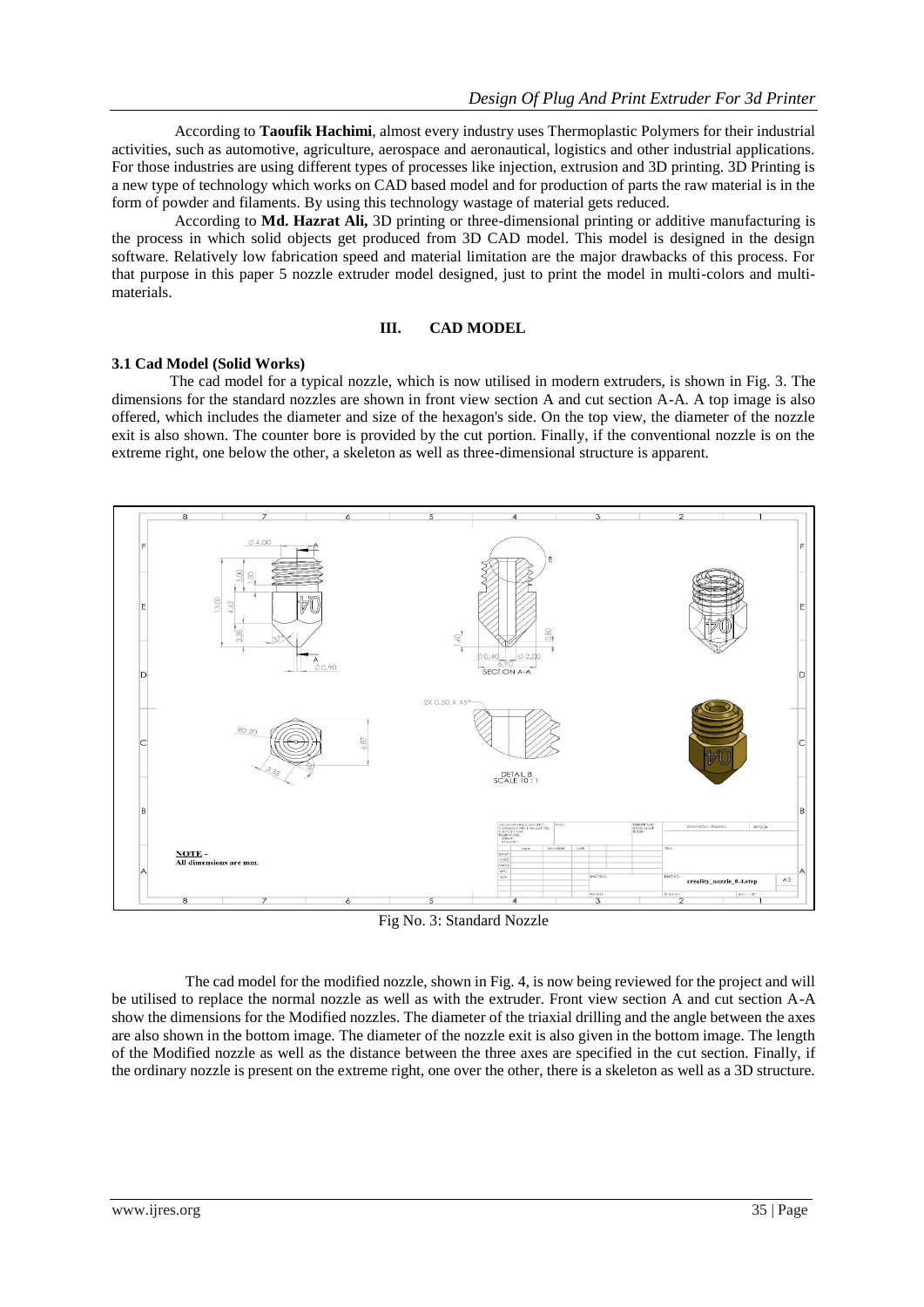According to **Taoufik Hachimi**, almost every industry uses Thermoplastic Polymers for their industrial activities, such as automotive, agriculture, aerospace and aeronautical, logistics and other industrial applications. For those industries are using different types of processes like injection, extrusion and 3D printing. 3D Printing is a new type of technology which works on CAD based model and for production of parts the raw material is in the form of powder and filaments. By using this technology wastage of material gets reduced.

According to **Md. Hazrat Ali,** 3D printing or three-dimensional printing or additive manufacturing is the process in which solid objects get produced from 3D CAD model. This model is designed in the design software. Relatively low fabrication speed and material limitation are the major drawbacks of this process. For that purpose in this paper 5 nozzle extruder model designed, just to print the model in multi-colors and multi-materials.

## III. CAD MODEL

### 3.1 Cad Model (Solid Works)

The cad model for a typical nozzle, which is now utilised in modern extruders, is shown in Fig. 3. The dimensions for the standard nozzles are shown in front view section A and cut section A-A. A top image is also offered, which includes the diameter and size of the hexagon's side. On the top view, the diameter of the nozzle exit is also shown. The counter bore is provided by the cut portion. Finally, if the conventional nozzle is on the extreme right, one below the other, a skeleton as well as three-dimensional structure is apparent.

Fig No. 3: Standard Nozzle

The cad model for the modified nozzle, shown in Fig. 4, is now being reviewed for the project and will be utilised to replace the normal nozzle as well as with the extruder. Front view section A and cut section A-A show the dimensions for the Modified nozzles. The diameter of the triaxial drilling and the angle between the axes are also shown in the bottom image. The diameter of the nozzle exit is also given in the bottom image. The length of the Modified nozzle as well as the distance between the three axes are specified in the cut section. Finally, if the ordinary nozzle is present on the extreme right, one over the other, there is a skeleton as well as a 3D structure.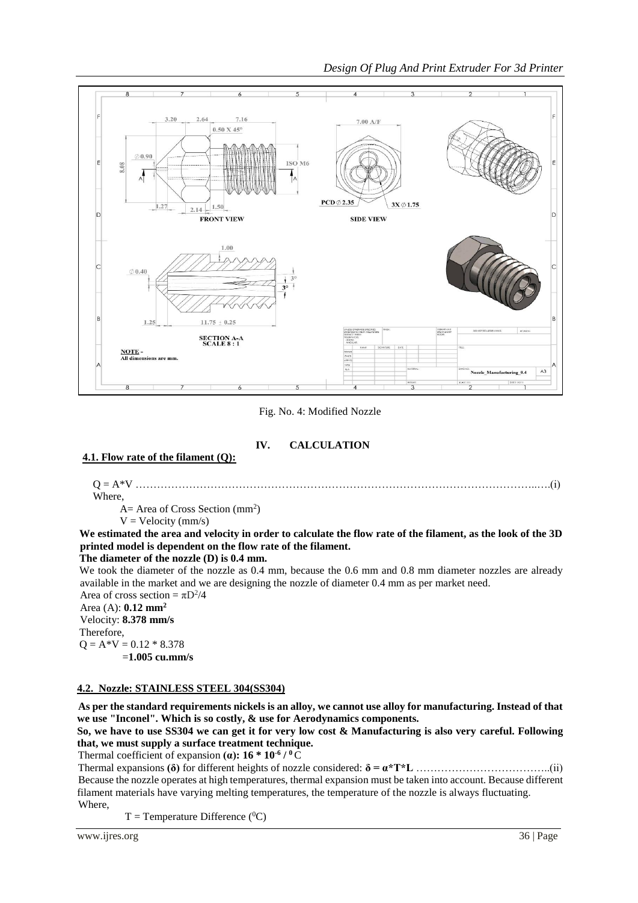Fig. No. 4: Modified Nozzle

## IV. CALCULATION

### 4.1. Flow rate of the filament (Q):

$Q = A*V$ ……………………………………………………………………………………………………..….(i)

Where,

A= Area of Cross Section ($mm^2$)

V = Velocity (mm/s)

**We estimated the area and velocity in order to calculate the flow rate of the filament, as the look of the 3D printed model is dependent on the flow rate of the filament.**

**The diameter of the nozzle (D) is 0.4 mm.**

We took the diameter of the nozzle as 0.4 mm, because the 0.6 mm and 0.8 mm diameter nozzles are already available in the market and we are designing the nozzle of diameter 0.4 mm as per market need.

Area of cross section = $\pi D^2/4$

Area (A): **0.12 mm²**

Velocity: **8.378 mm/s**

Therefore,

$Q = A*V = 0.12 * 8.378$

$= \mathbf{1.005}$ **cu.mm/s**

### 4.2. Nozzle: STAINLESS STEEL 304(SS304)

**As per the standard requirements nickels is an alloy, we cannot use alloy for manufacturing. Instead of that we use "Inconel". Which is so costly, & use for Aerodynamics components.**

**So, we have to use SS304 we can get it for very low cost & Manufacturing is also very careful. Following that, we must supply a surface treatment technique.**

Thermal coefficient of expansion **(α): $16 * 10^{-6}$ / $^0$C**

Thermal expansions **(δ)** for different heights of nozzle considered: $\delta = \alpha*T*L$ ………………………………..(ii)

Because the nozzle operates at high temperatures, thermal expansion must be taken into account. Because different filament materials have varying melting temperatures, the temperature of the nozzle is always fluctuating.

Where,

T = Temperature Difference ($^0$C)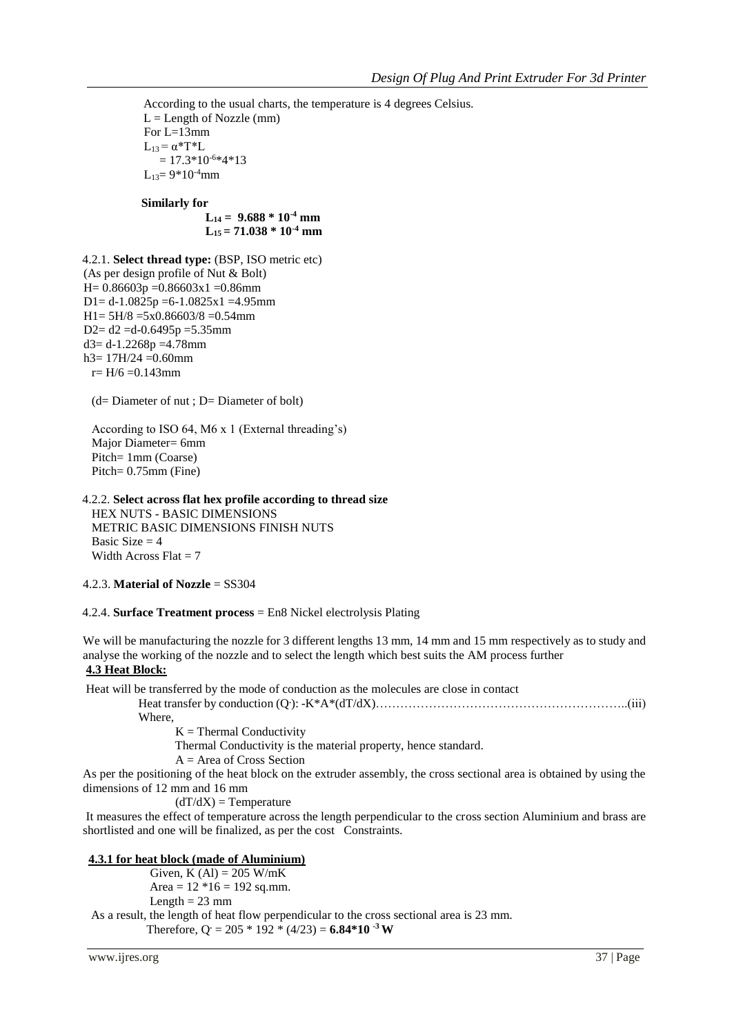According to the usual charts, the temperature is 4 degrees Celsius.

$L$ = Length of Nozzle (mm)

For L=13mm

$L_{13} = \alpha * T * L$

$= 17.3*10^{-6}*4*13$

$L_{13} = 9*10^{-4}$mm

**Similarly for**

$\mathbf{L_{14} = 9.688 * 10^{-4}}$ **mm**

$\mathbf{L_{15} = 71.038 * 10^{-4}}$ **mm**

4.2.1. **Select thread type:** (BSP, ISO metric etc)

(As per design profile of Nut & Bolt)

H= 0.86603p =0.86603x1 =0.86mm

D1= d-1.0825p =6-1.0825x1 =4.95mm

H1= 5H/8 =5x0.86603/8 =0.54mm

D2= d2 =d-0.6495p =5.35mm

d3= d-1.2268p =4.78mm

h3= 17H/24 =0.60mm

r= H/6 =0.143mm

(d= Diameter of nut ; D= Diameter of bolt)

According to ISO 64, M6 x 1 (External threading's)

Major Diameter= 6mm

Pitch= 1mm (Coarse)

Pitch= 0.75mm (Fine)

4.2.2. **Select across flat hex profile according to thread size**

HEX NUTS - BASIC DIMENSIONS

METRIC BASIC DIMENSIONS FINISH NUTS

Basic Size = 4

Width Across Flat = 7

4.2.3. **Material of Nozzle** = SS304

4.2.4. **Surface Treatment process** = En8 Nickel electrolysis Plating

We will be manufacturing the nozzle for 3 different lengths 13 mm, 14 mm and 15 mm respectively as to study and analyse the working of the nozzle and to select the length which best suits the AM process further

## 4.3 Heat Block:

Heat will be transferred by the mode of conduction as the molecules are close in contact

Heat transfer by conduction ($Q^{\cdot}$): $-K*A*(dT/dX)$……………………………………………………..(iii)

Where,

K = Thermal Conductivity

Thermal Conductivity is the material property, hence standard.

A = Area of Cross Section

As per the positioning of the heat block on the extruder assembly, the cross sectional area is obtained by using the dimensions of 12 mm and 16 mm

$(dT/dX)$ = Temperature

It measures the effect of temperature across the length perpendicular to the cross section Aluminium and brass are shortlisted and one will be finalized, as per the cost Constraints.

### 4.3.1 for heat block (made of Aluminium)

Given, K (Al) = 205 W/mK

Area = 12 *16 = 192 sq.mm.

Length = 23 mm

As a result, the length of heat flow perpendicular to the cross sectional area is 23 mm.

Therefore, $Q^{\cdot} = 205 * 192 * (4/23) =$ $\mathbf{6.84*10^{-3}}$ **W**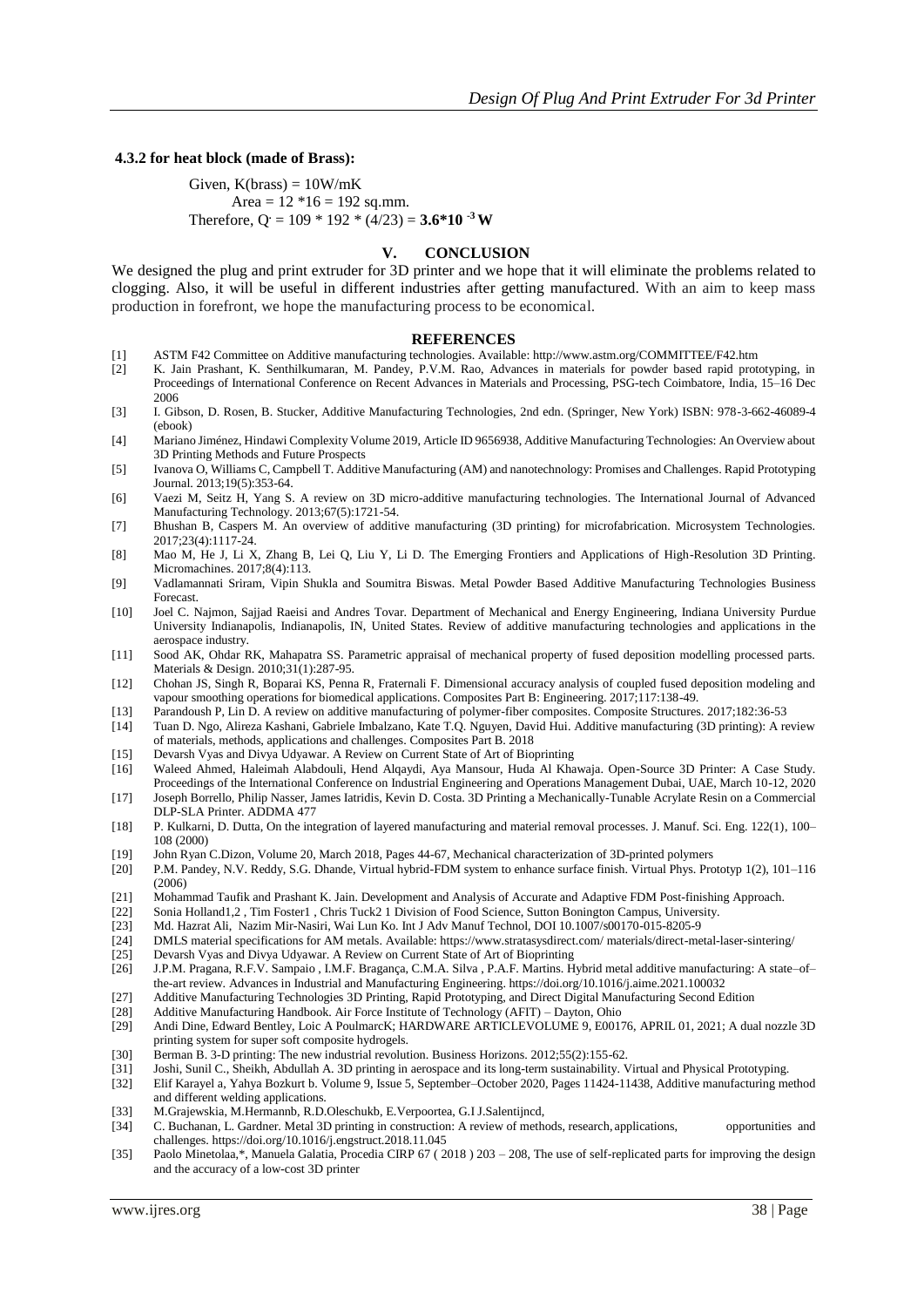### 4.3.2 for heat block (made of Brass):

Given, K(brass) = 10W/mK

Area = 12 *16 = 192 sq.mm.

Therefore, $Q^{\cdot} = 109 * 192 * (4/23) = \mathbf{3.6*10^{-3}\,W}$

## V. CONCLUSION

We designed the plug and print extruder for 3D printer and we hope that it will eliminate the problems related to clogging. Also, it will be useful in different industries after getting manufactured. With an aim to keep mass production in forefront, we hope the manufacturing process to be economical.

## REFERENCES

[1] ASTM F42 Committee on Additive manufacturing technologies. Available: http://www.astm.org/COMMITTEE/F42.htm

[2] K. Jain Prashant, K. Senthilkumaran, M. Pandey, P.V.M. Rao, Advances in materials for powder based rapid prototyping, in Proceedings of International Conference on Recent Advances in Materials and Processing, PSG-tech Coimbatore, India, 15–16 Dec 2006

[3] I. Gibson, D. Rosen, B. Stucker, Additive Manufacturing Technologies, 2nd edn. (Springer, New York) ISBN: 978-3-662-46089-4 (ebook)

[4] Mariano Jiménez, Hindawi Complexity Volume 2019, Article ID 9656938, Additive Manufacturing Technologies: An Overview about 3D Printing Methods and Future Prospects

[5] Ivanova O, Williams C, Campbell T. Additive Manufacturing (AM) and nanotechnology: Promises and Challenges. Rapid Prototyping Journal. 2013;19(5):353-64.

[6] Vaezi M, Seitz H, Yang S. A review on 3D micro-additive manufacturing technologies. The International Journal of Advanced Manufacturing Technology. 2013;67(5):1721-54.

[7] Bhushan B, Caspers M. An overview of additive manufacturing (3D printing) for microfabrication. Microsystem Technologies. 2017;23(4):1117-24.

[8] Mao M, He J, Li X, Zhang B, Lei Q, Liu Y, Li D. The Emerging Frontiers and Applications of High-Resolution 3D Printing. Micromachines. 2017;8(4):113.

[9] Vadlamannati Sriram, Vipin Shukla and Soumitra Biswas. Metal Powder Based Additive Manufacturing Technologies Business Forecast.

[10] Joel C. Najmon, Sajjad Raeisi and Andres Tovar. Department of Mechanical and Energy Engineering, Indiana University Purdue University Indianapolis, Indianapolis, IN, United States. Review of additive manufacturing technologies and applications in the aerospace industry.

[11] Sood AK, Ohdar RK, Mahapatra SS. Parametric appraisal of mechanical property of fused deposition modelling processed parts. Materials & Design. 2010;31(1):287-95.

[12] Chohan JS, Singh R, Boparai KS, Penna R, Fraternali F. Dimensional accuracy analysis of coupled fused deposition modeling and vapour smoothing operations for biomedical applications. Composites Part B: Engineering. 2017;117:138-49.

[13] Parandoush P, Lin D. A review on additive manufacturing of polymer-fiber composites. Composite Structures. 2017;182:36-53

[14] Tuan D. Ngo, Alireza Kashani, Gabriele Imbalzano, Kate T.Q. Nguyen, David Hui. Additive manufacturing (3D printing): A review of materials, methods, applications and challenges. Composites Part B. 2018

[15] Devarsh Vyas and Divya Udyawar. A Review on Current State of Art of Bioprinting

[16] Waleed Ahmed, Haleimah Alabdouli, Hend Alqaydi, Aya Mansour, Huda Al Khawaja. Open-Source 3D Printer: A Case Study. Proceedings of the International Conference on Industrial Engineering and Operations Management Dubai, UAE, March 10-12, 2020

[17] Joseph Borrello, Philip Nasser, James Iatridis, Kevin D. Costa. 3D Printing a Mechanically-Tunable Acrylate Resin on a Commercial DLP-SLA Printer. ADDMA 477

[18] P. Kulkarni, D. Dutta, On the integration of layered manufacturing and material removal processes. J. Manuf. Sci. Eng. 122(1), 100–108 (2000)

[19] John Ryan C.Dizon, Volume 20, March 2018, Pages 44-67, Mechanical characterization of 3D-printed polymers

[20] P.M. Pandey, N.V. Reddy, S.G. Dhande, Virtual hybrid-FDM system to enhance surface finish. Virtual Phys. Prototyp 1(2), 101–116 (2006)

[21] Mohammad Taufik and Prashant K. Jain. Development and Analysis of Accurate and Adaptive FDM Post-finishing Approach.

[22] Sonia Holland1,2 , Tim Foster1 , Chris Tuck2 1 Division of Food Science, Sutton Bonington Campus, University.

[23] Md. Hazrat Ali, Nazim Mir-Nasiri, Wai Lun Ko. Int J Adv Manuf Technol, DOI 10.1007/s00170-015-8205-9

[24] DMLS material specifications for AM metals. Available: https://www.stratasysdirect.com/ materials/direct-metal-laser-sintering/

[25] Devarsh Vyas and Divya Udyawar. A Review on Current State of Art of Bioprinting

[26] J.P.M. Pragana, R.F.V. Sampaio , I.M.F. Bragança, C.M.A. Silva , P.A.F. Martins. Hybrid metal additive manufacturing: A state–of–the-art review. Advances in Industrial and Manufacturing Engineering. https://doi.org/10.1016/j.aime.2021.100032

[27] Additive Manufacturing Technologies 3D Printing, Rapid Prototyping, and Direct Digital Manufacturing Second Edition

[28] Additive Manufacturing Handbook. Air Force Institute of Technology (AFIT) – Dayton, Ohio

[29] Andi Dine, Edward Bentley, Loic A PoulmarcK; HARDWARE ARTICLEVOLUME 9, E00176, APRIL 01, 2021; A dual nozzle 3D printing system for super soft composite hydrogels.

[30] Berman B. 3-D printing: The new industrial revolution. Business Horizons. 2012;55(2):155-62.

[31] Joshi, Sunil C., Sheikh, Abdullah A. 3D printing in aerospace and its long-term sustainability. Virtual and Physical Prototyping.

[32] Elif Karayel a, Yahya Bozkurt b. Volume 9, Issue 5, September–October 2020, Pages 11424-11438, Additive manufacturing method and different welding applications.

[33] M.Grajewskia, M.Hermannb, R.D.Oleschukb, E.Verpoortea, G.I J.Salentijncd,

[34] C. Buchanan, L. Gardner. Metal 3D printing in construction: A review of methods, research, applications, opportunities and challenges. https://doi.org/10.1016/j.engstruct.2018.11.045

[35] Paolo Minetolaa,*, Manuela Galatia, Procedia CIRP 67 ( 2018 ) 203 – 208, The use of self-replicated parts for improving the design and the accuracy of a low-cost 3D printer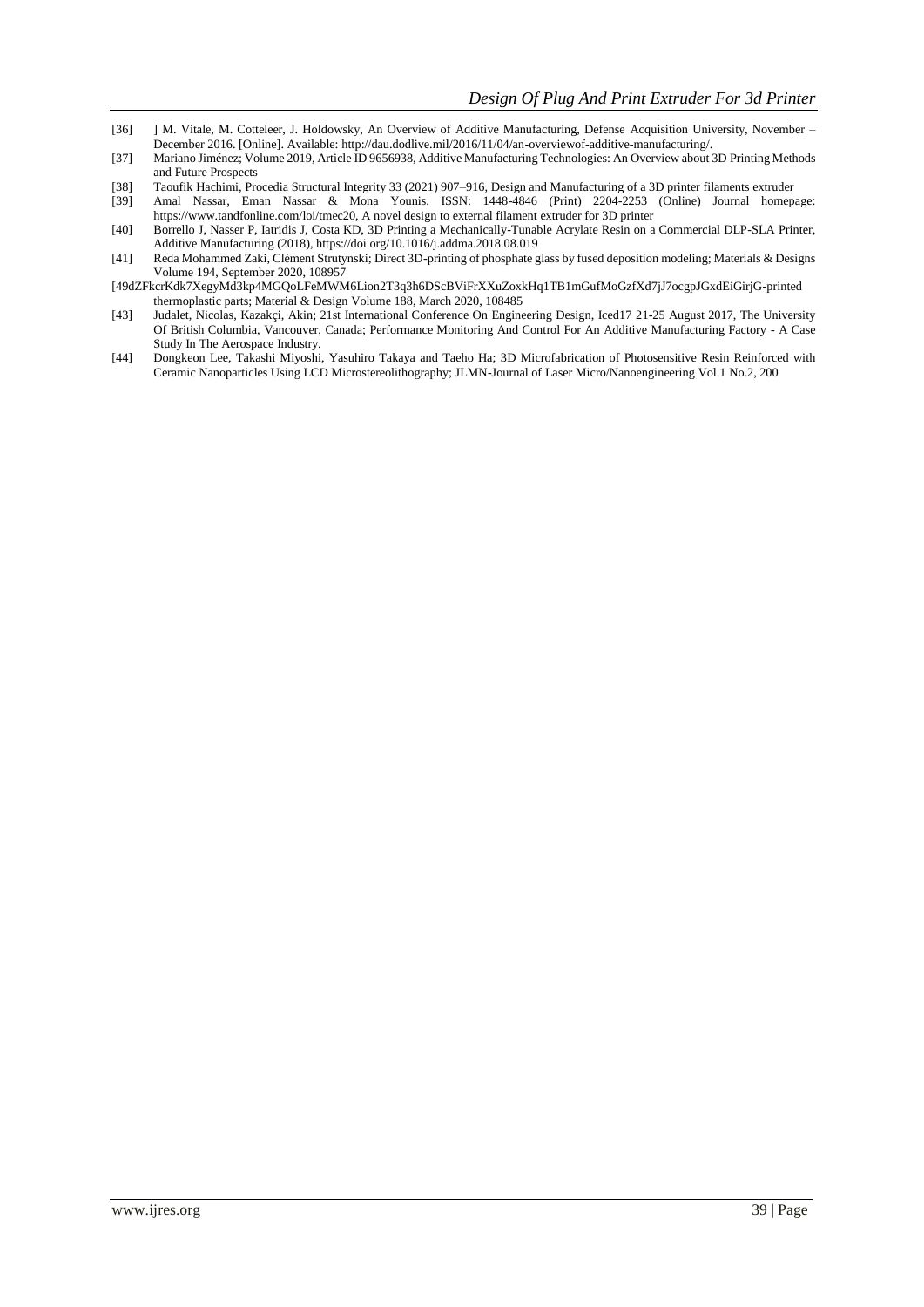[36] ] M. Vitale, M. Cotteleer, J. Holdowsky, An Overview of Additive Manufacturing, Defense Acquisition University, November – December 2016. [Online]. Available: http://dau.dodlive.mil/2016/11/04/an-overviewof-additive-manufacturing/.

[37] Mariano Jiménez; Volume 2019, Article ID 9656938, Additive Manufacturing Technologies: An Overview about 3D Printing Methods and Future Prospects

[38] Taoufik Hachimi, Procedia Structural Integrity 33 (2021) 907–916, Design and Manufacturing of a 3D printer filaments extruder

[39] Amal Nassar, Eman Nassar & Mona Younis. ISSN: 1448-4846 (Print) 2204-2253 (Online) Journal homepage: https://www.tandfonline.com/loi/tmec20, A novel design to external filament extruder for 3D printer

[40] Borrello J, Nasser P, Iatridis J, Costa KD, 3D Printing a Mechanically-Tunable Acrylate Resin on a Commercial DLP-SLA Printer, Additive Manufacturing (2018), https://doi.org/10.1016/j.addma.2018.08.019

[41] Reda Mohammed Zaki, Clément Strutynski; Direct 3D-printing of phosphate glass by fused deposition modeling; Materials & Designs Volume 194, September 2020, 108957

[49dZFkcrKdk7XegyMd3kp4MGQoLFeMWM6Lion2T3q3h6DScBViFrXXuZoxkHq1TB1mGufMoGzfXd7jJ7ocgpJGxdEiGirjG-printed thermoplastic parts; Material & Design Volume 188, March 2020, 108485

[43] Judalet, Nicolas, Kazakçi, Akin; 21st International Conference On Engineering Design, Iced17 21-25 August 2017, The University Of British Columbia, Vancouver, Canada; Performance Monitoring And Control For An Additive Manufacturing Factory - A Case Study In The Aerospace Industry.

[44] Dongkeon Lee, Takashi Miyoshi, Yasuhiro Takaya and Taeho Ha; 3D Microfabrication of Photosensitive Resin Reinforced with Ceramic Nanoparticles Using LCD Microstereolithography; JLMN-Journal of Laser Micro/Nanoengineering Vol.1 No.2, 200